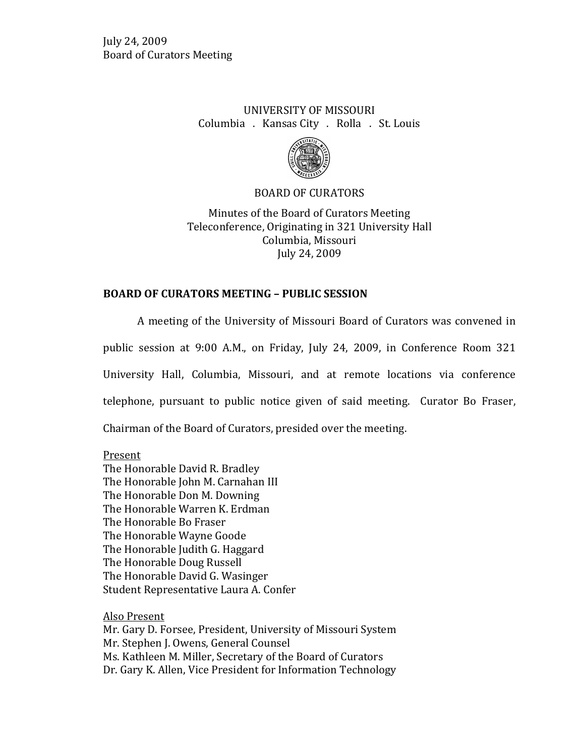UNIVERSITY OF MISSOURI
Columbia . Kansas City . Rolla . St. Louis

BOARD OF CURATORS

Minutes of the Board of Curators Meeting
Teleconference, Originating in 321 University Hall
Columbia, Missouri
July 24, 2009

## BOARD OF CURATORS MEETING – PUBLIC SESSION

A meeting of the University of Missouri Board of Curators was convened in public session at 9:00 A.M., on Friday, July 24, 2009, in Conference Room 321 University Hall, Columbia, Missouri, and at remote locations via conference telephone, pursuant to public notice given of said meeting. Curator Bo Fraser, Chairman of the Board of Curators, presided over the meeting.

Present
The Honorable David R. Bradley
The Honorable John M. Carnahan III
The Honorable Don M. Downing
The Honorable Warren K. Erdman
The Honorable Bo Fraser
The Honorable Wayne Goode
The Honorable Judith G. Haggard
The Honorable Doug Russell
The Honorable David G. Wasinger
Student Representative Laura A. Confer

Also Present
Mr. Gary D. Forsee, President, University of Missouri System
Mr. Stephen J. Owens, General Counsel
Ms. Kathleen M. Miller, Secretary of the Board of Curators
Dr. Gary K. Allen, Vice President for Information Technology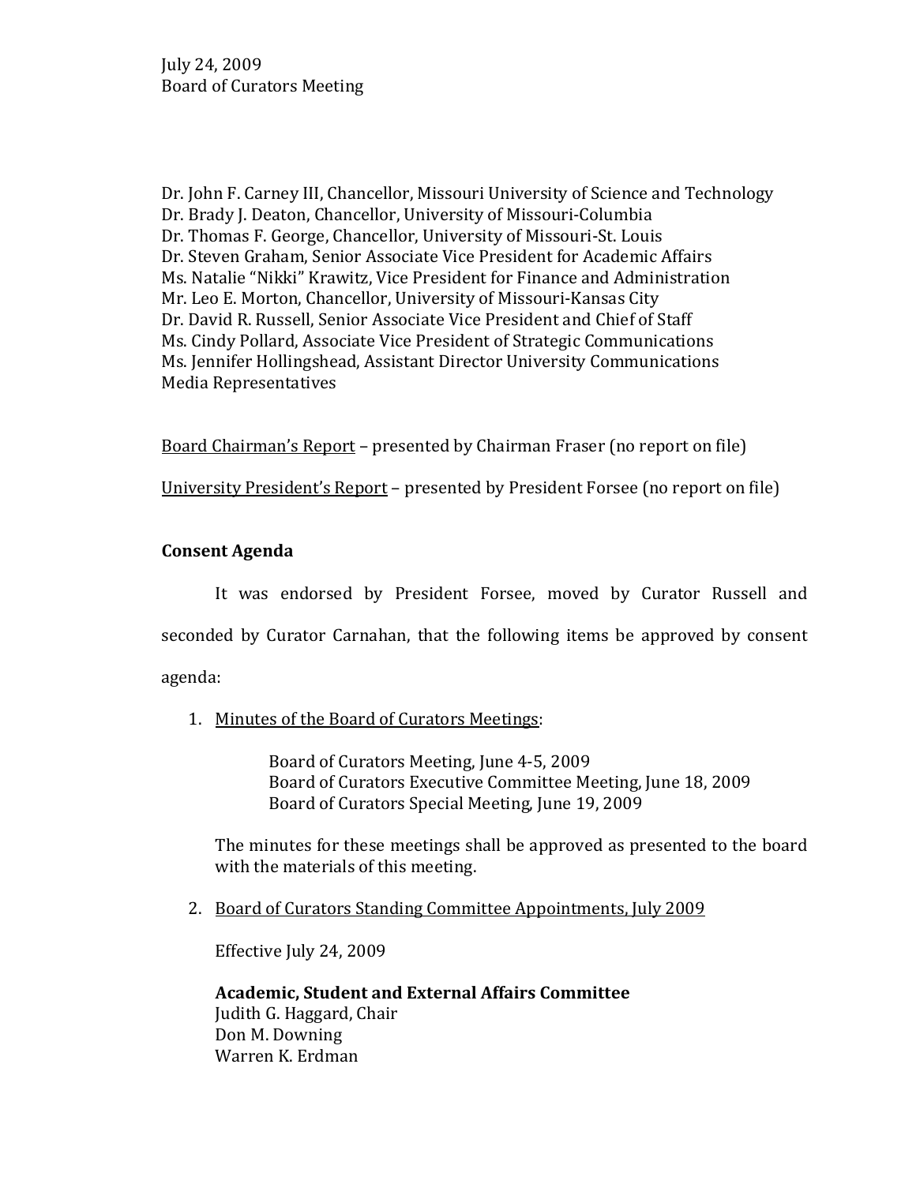July 24, 2009
Board of Curators Meeting

Dr. John F. Carney III, Chancellor, Missouri University of Science and Technology
Dr. Brady J. Deaton, Chancellor, University of Missouri-Columbia
Dr. Thomas F. George, Chancellor, University of Missouri-St. Louis
Dr. Steven Graham, Senior Associate Vice President for Academic Affairs
Ms. Natalie "Nikki" Krawitz, Vice President for Finance and Administration
Mr. Leo E. Morton, Chancellor, University of Missouri-Kansas City
Dr. David R. Russell, Senior Associate Vice President and Chief of Staff
Ms. Cindy Pollard, Associate Vice President of Strategic Communications
Ms. Jennifer Hollingshead, Assistant Director University Communications
Media Representatives

Board Chairman's Report – presented by Chairman Fraser (no report on file)

University President's Report – presented by President Forsee (no report on file)

**Consent Agenda**

It was endorsed by President Forsee, moved by Curator Russell and seconded by Curator Carnahan, that the following items be approved by consent agenda:

1. Minutes of the Board of Curators Meetings:

   Board of Curators Meeting, June 4-5, 2009
   Board of Curators Executive Committee Meeting, June 18, 2009
   Board of Curators Special Meeting, June 19, 2009

   The minutes for these meetings shall be approved as presented to the board with the materials of this meeting.

2. Board of Curators Standing Committee Appointments, July 2009

   Effective July 24, 2009

   **Academic, Student and External Affairs Committee**
   Judith G. Haggard, Chair
   Don M. Downing
   Warren K. Erdman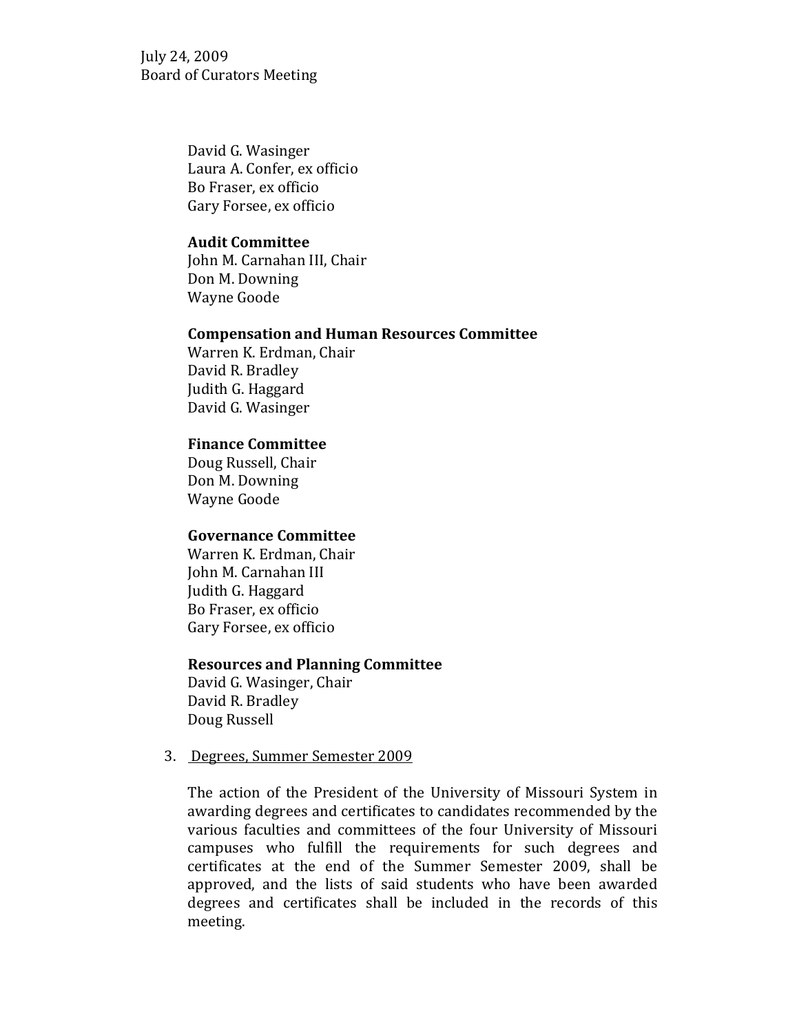David G. Wasinger
Laura A. Confer, ex officio
Bo Fraser, ex officio
Gary Forsee, ex officio

**Audit Committee**
John M. Carnahan III, Chair
Don M. Downing
Wayne Goode

**Compensation and Human Resources Committee**
Warren K. Erdman, Chair
David R. Bradley
Judith G. Haggard
David G. Wasinger

**Finance Committee**
Doug Russell, Chair
Don M. Downing
Wayne Goode

**Governance Committee**
Warren K. Erdman, Chair
John M. Carnahan III
Judith G. Haggard
Bo Fraser, ex officio
Gary Forsee, ex officio

**Resources and Planning Committee**
David G. Wasinger, Chair
David R. Bradley
Doug Russell

3. <u>Degrees, Summer Semester 2009</u>

   The action of the President of the University of Missouri System in awarding degrees and certificates to candidates recommended by the various faculties and committees of the four University of Missouri campuses who fulfill the requirements for such degrees and certificates at the end of the Summer Semester 2009, shall be approved, and the lists of said students who have been awarded degrees and certificates shall be included in the records of this meeting.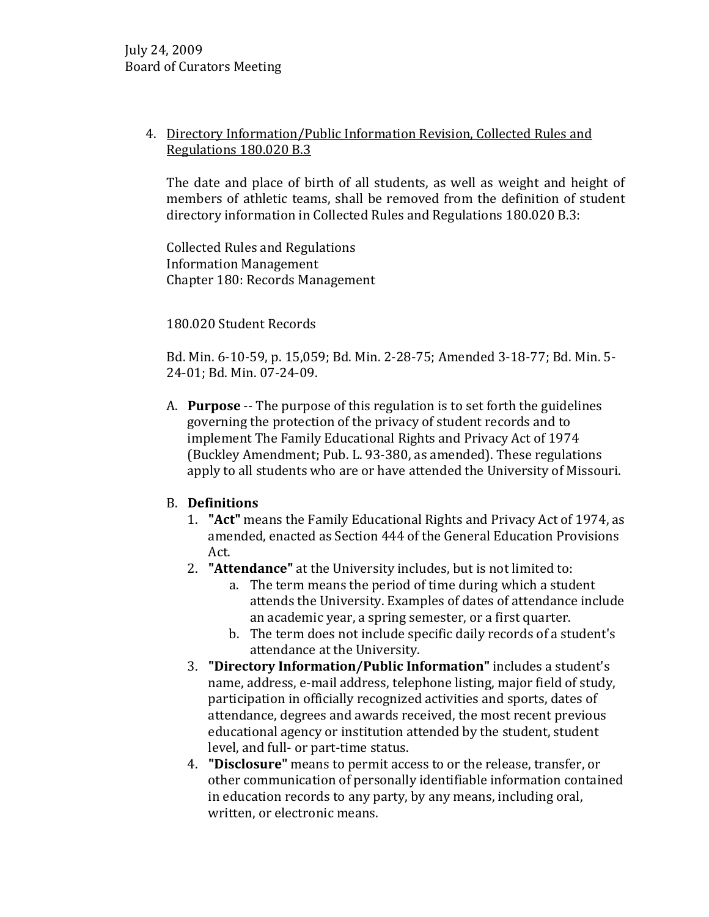July 24, 2009
Board of Curators Meeting

4. Directory Information/Public Information Revision, Collected Rules and Regulations 180.020 B.3

   The date and place of birth of all students, as well as weight and height of members of athletic teams, shall be removed from the definition of student directory information in Collected Rules and Regulations 180.020 B.3:

   Collected Rules and Regulations
   Information Management
   Chapter 180: Records Management

   180.020 Student Records

   Bd. Min. 6-10-59, p. 15,059; Bd. Min. 2-28-75; Amended 3-18-77; Bd. Min. 5-24-01; Bd. Min. 07-24-09.

   A. **Purpose** -- The purpose of this regulation is to set forth the guidelines governing the protection of the privacy of student records and to implement The Family Educational Rights and Privacy Act of 1974 (Buckley Amendment; Pub. L. 93-380, as amended). These regulations apply to all students who are or have attended the University of Missouri.

   B. **Definitions**
      1. **"Act"** means the Family Educational Rights and Privacy Act of 1974, as amended, enacted as Section 444 of the General Education Provisions Act.
      2. **"Attendance"** at the University includes, but is not limited to:
         a. The term means the period of time during which a student attends the University. Examples of dates of attendance include an academic year, a spring semester, or a first quarter.
         b. The term does not include specific daily records of a student's attendance at the University.
      3. **"Directory Information/Public Information"** includes a student's name, address, e-mail address, telephone listing, major field of study, participation in officially recognized activities and sports, dates of attendance, degrees and awards received, the most recent previous educational agency or institution attended by the student, student level, and full- or part-time status.
      4. **"Disclosure"** means to permit access to or the release, transfer, or other communication of personally identifiable information contained in education records to any party, by any means, including oral, written, or electronic means.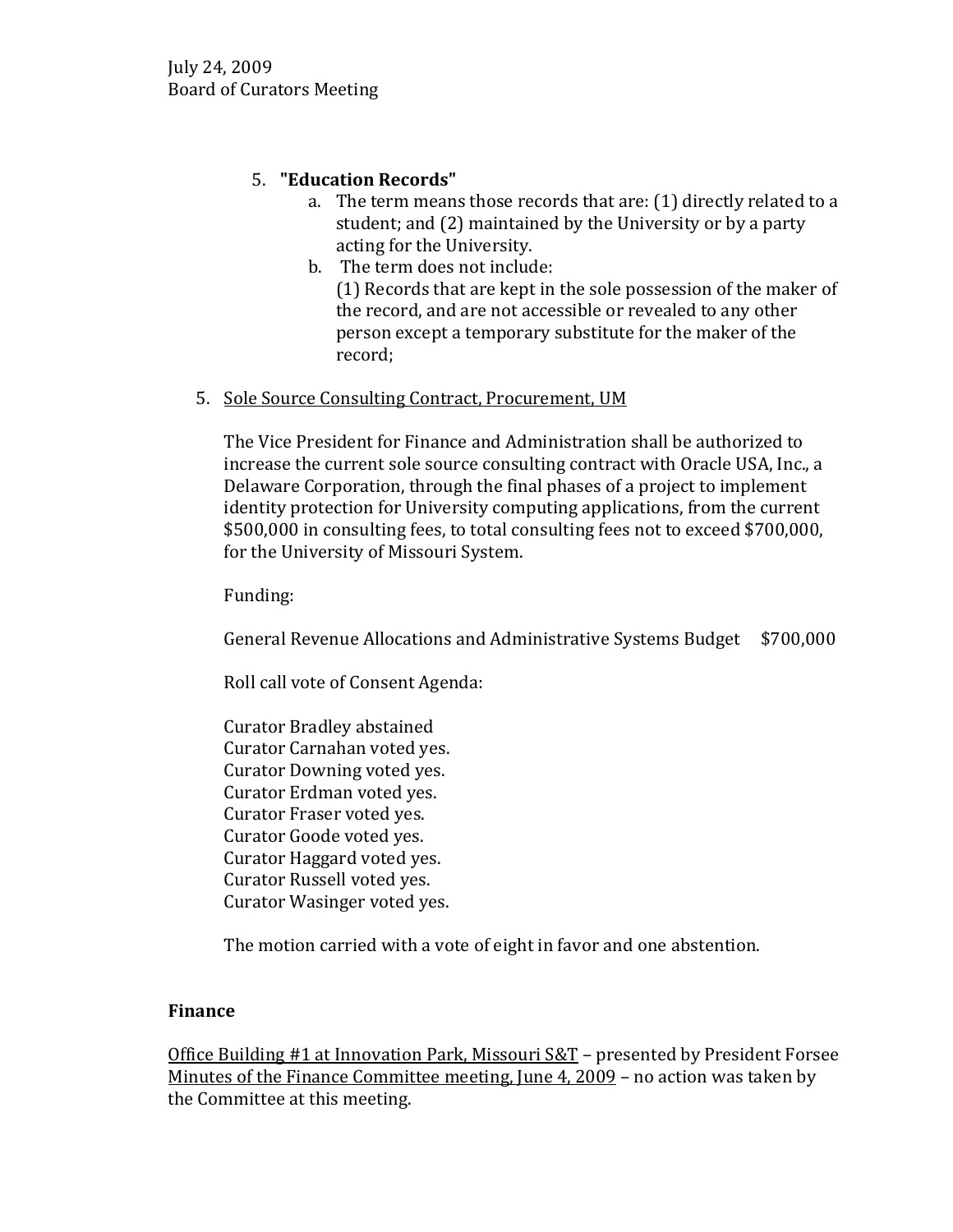5. **"Education Records"**
    a. The term means those records that are: (1) directly related to a student; and (2) maintained by the University or by a party acting for the University.
    b. The term does not include:
    (1) Records that are kept in the sole possession of the maker of the record, and are not accessible or revealed to any other person except a temporary substitute for the maker of the record;

5. <u>Sole Source Consulting Contract, Procurement, UM</u>

   The Vice President for Finance and Administration shall be authorized to increase the current sole source consulting contract with Oracle USA, Inc., a Delaware Corporation, through the final phases of a project to implement identity protection for University computing applications, from the current $500,000 in consulting fees, to total consulting fees not to exceed $700,000, for the University of Missouri System.

   Funding:

   General Revenue Allocations and Administrative Systems Budget $700,000

   Roll call vote of Consent Agenda:

   Curator Bradley abstained
   Curator Carnahan voted yes.
   Curator Downing voted yes.
   Curator Erdman voted yes.
   Curator Fraser voted yes.
   Curator Goode voted yes.
   Curator Haggard voted yes.
   Curator Russell voted yes.
   Curator Wasinger voted yes.

   The motion carried with a vote of eight in favor and one abstention.

**Finance**

<u>Office Building #1 at Innovation Park, Missouri S&T</u> – presented by President Forsee
<u>Minutes of the Finance Committee meeting, June 4, 2009</u> – no action was taken by the Committee at this meeting.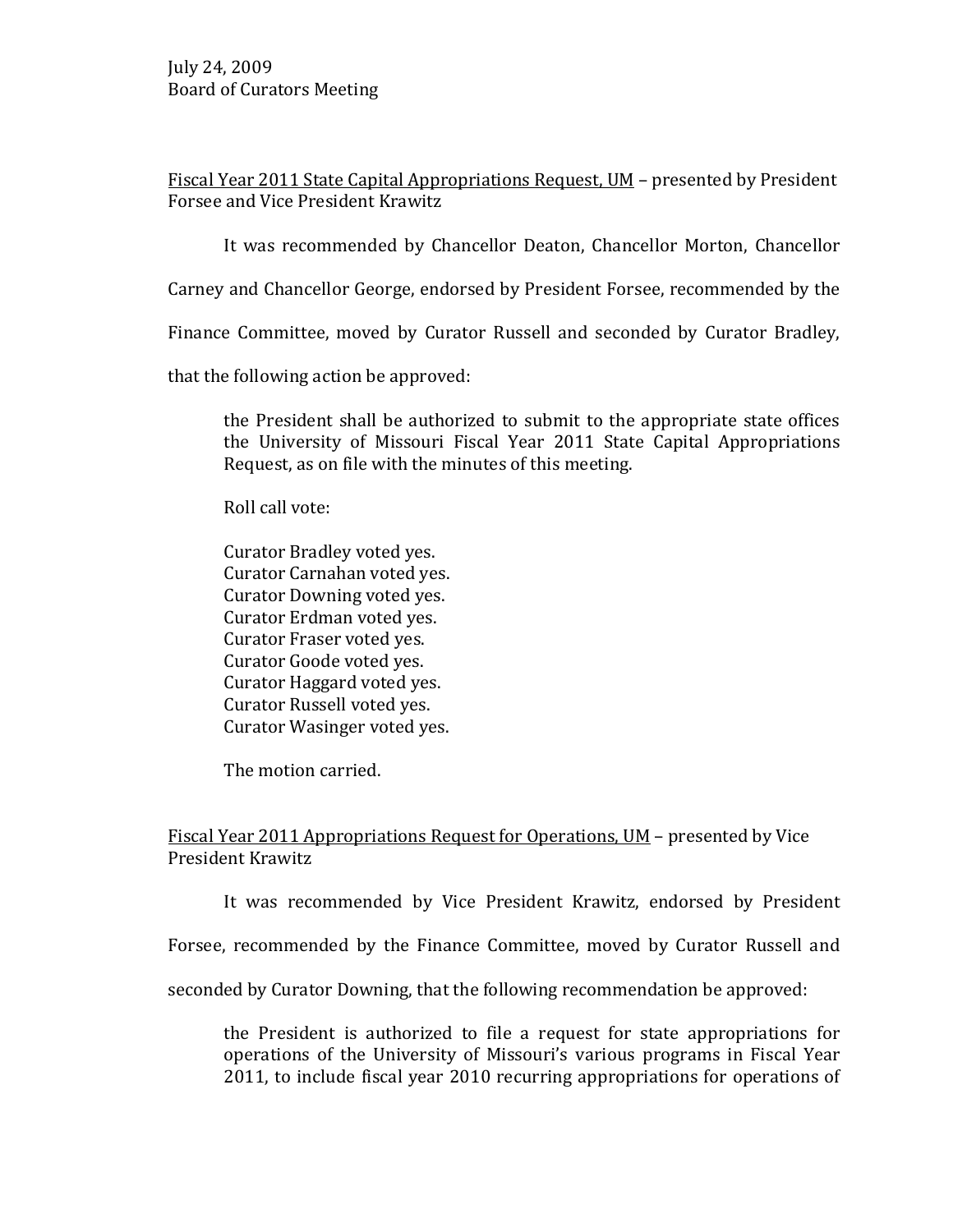July 24, 2009
Board of Curators Meeting

<u>Fiscal Year 2011 State Capital Appropriations Request, UM</u> – presented by President Forsee and Vice President Krawitz

It was recommended by Chancellor Deaton, Chancellor Morton, Chancellor Carney and Chancellor George, endorsed by President Forsee, recommended by the Finance Committee, moved by Curator Russell and seconded by Curator Bradley, that the following action be approved:

> the President shall be authorized to submit to the appropriate state offices the University of Missouri Fiscal Year 2011 State Capital Appropriations Request, as on file with the minutes of this meeting.
>
> Roll call vote:
>
> Curator Bradley voted yes.
> Curator Carnahan voted yes.
> Curator Downing voted yes.
> Curator Erdman voted yes.
> Curator Fraser voted yes.
> Curator Goode voted yes.
> Curator Haggard voted yes.
> Curator Russell voted yes.
> Curator Wasinger voted yes.
>
> The motion carried.

<u>Fiscal Year 2011 Appropriations Request for Operations, UM</u> – presented by Vice President Krawitz

It was recommended by Vice President Krawitz, endorsed by President Forsee, recommended by the Finance Committee, moved by Curator Russell and seconded by Curator Downing, that the following recommendation be approved:

> the President is authorized to file a request for state appropriations for operations of the University of Missouri's various programs in Fiscal Year 2011, to include fiscal year 2010 recurring appropriations for operations of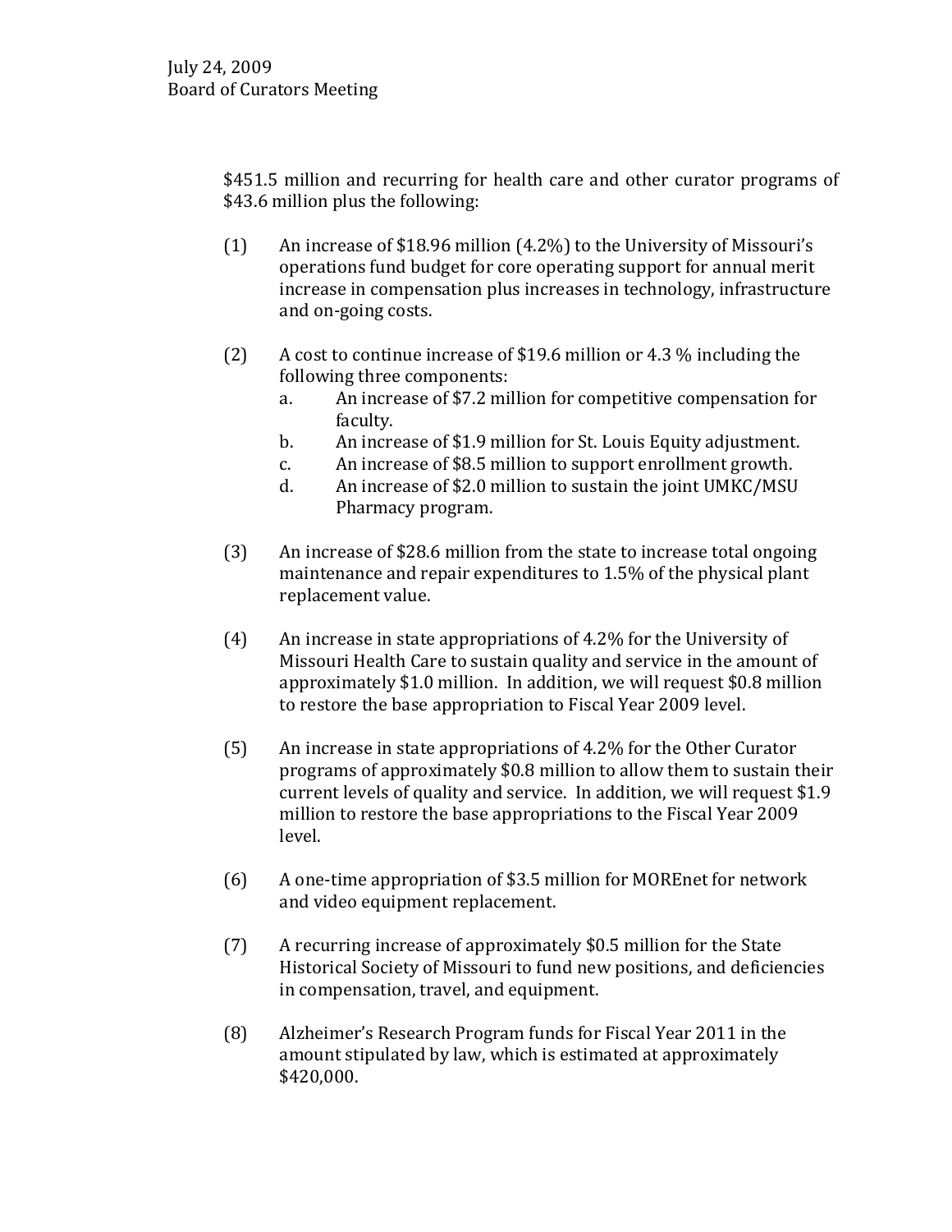$451.5 million and recurring for health care and other curator programs of $43.6 million plus the following:

(1) An increase of $18.96 million (4.2%) to the University of Missouri's operations fund budget for core operating support for annual merit increase in compensation plus increases in technology, infrastructure and on-going costs.

(2) A cost to continue increase of $19.6 million or 4.3 % including the following three components:

   a. An increase of $7.2 million for competitive compensation for faculty.
   b. An increase of $1.9 million for St. Louis Equity adjustment.
   c. An increase of $8.5 million to support enrollment growth.
   d. An increase of $2.0 million to sustain the joint UMKC/MSU Pharmacy program.

(3) An increase of $28.6 million from the state to increase total ongoing maintenance and repair expenditures to 1.5% of the physical plant replacement value.

(4) An increase in state appropriations of 4.2% for the University of Missouri Health Care to sustain quality and service in the amount of approximately $1.0 million. In addition, we will request $0.8 million to restore the base appropriation to Fiscal Year 2009 level.

(5) An increase in state appropriations of 4.2% for the Other Curator programs of approximately $0.8 million to allow them to sustain their current levels of quality and service. In addition, we will request $1.9 million to restore the base appropriations to the Fiscal Year 2009 level.

(6) A one-time appropriation of $3.5 million for MOREnet for network and video equipment replacement.

(7) A recurring increase of approximately $0.5 million for the State Historical Society of Missouri to fund new positions, and deficiencies in compensation, travel, and equipment.

(8) Alzheimer's Research Program funds for Fiscal Year 2011 in the amount stipulated by law, which is estimated at approximately $420,000.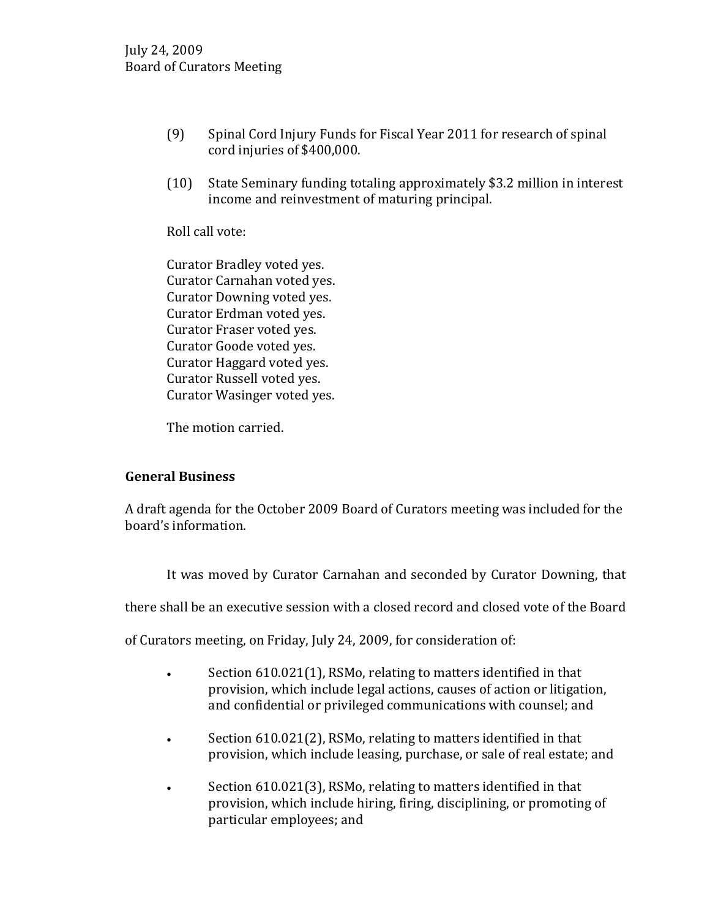(9) Spinal Cord Injury Funds for Fiscal Year 2011 for research of spinal cord injuries of $400,000.

(10) State Seminary funding totaling approximately $3.2 million in interest income and reinvestment of maturing principal.

Roll call vote:

Curator Bradley voted yes.
Curator Carnahan voted yes.
Curator Downing voted yes.
Curator Erdman voted yes.
Curator Fraser voted yes.
Curator Goode voted yes.
Curator Haggard voted yes.
Curator Russell voted yes.
Curator Wasinger voted yes.

The motion carried.

**General Business**

A draft agenda for the October 2009 Board of Curators meeting was included for the board's information.

It was moved by Curator Carnahan and seconded by Curator Downing, that there shall be an executive session with a closed record and closed vote of the Board of Curators meeting, on Friday, July 24, 2009, for consideration of:

- Section 610.021(1), RSMo, relating to matters identified in that provision, which include legal actions, causes of action or litigation, and confidential or privileged communications with counsel; and

- Section 610.021(2), RSMo, relating to matters identified in that provision, which include leasing, purchase, or sale of real estate; and

- Section 610.021(3), RSMo, relating to matters identified in that provision, which include hiring, firing, disciplining, or promoting of particular employees; and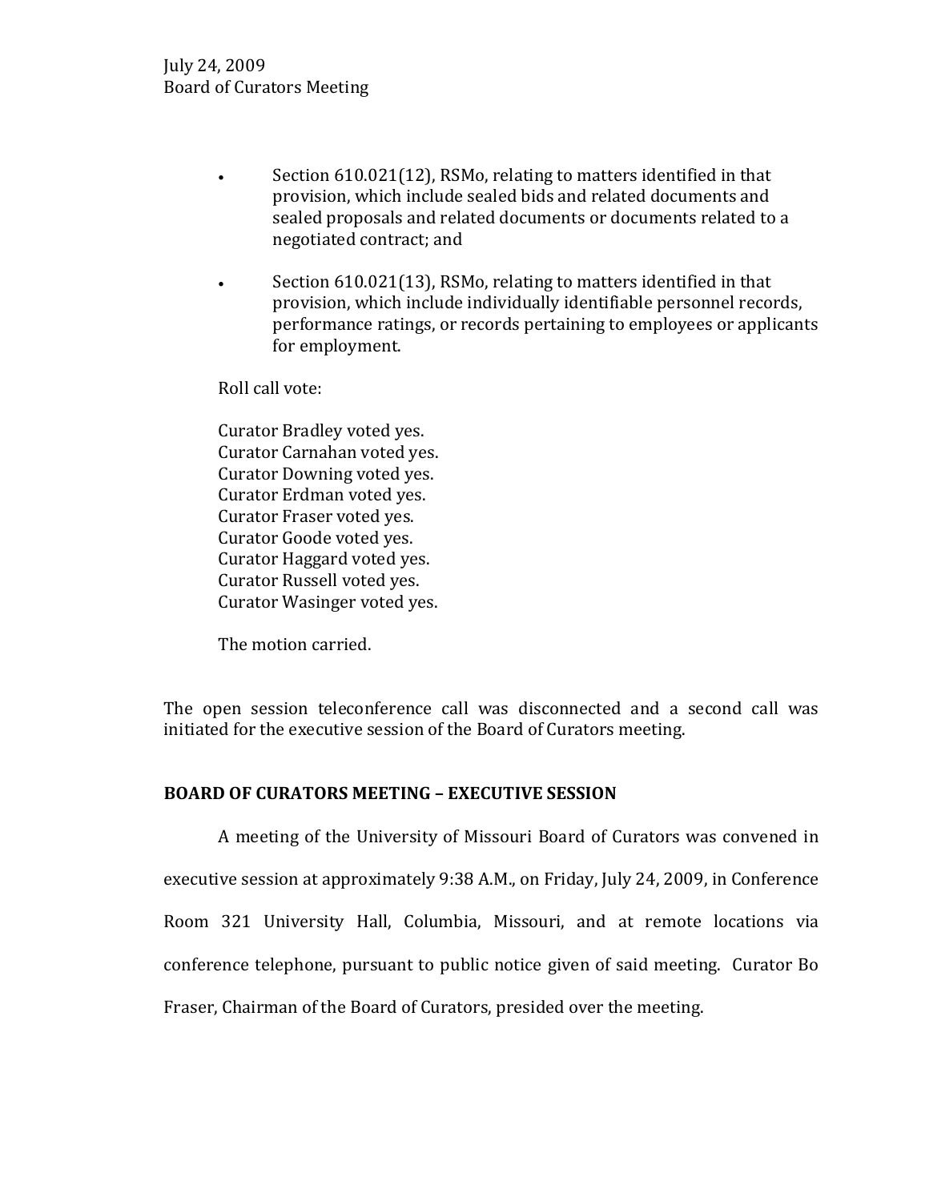- Section 610.021(12), RSMo, relating to matters identified in that provision, which include sealed bids and related documents and sealed proposals and related documents or documents related to a negotiated contract; and

- Section 610.021(13), RSMo, relating to matters identified in that provision, which include individually identifiable personnel records, performance ratings, or records pertaining to employees or applicants for employment.

Roll call vote:

Curator Bradley voted yes.
Curator Carnahan voted yes.
Curator Downing voted yes.
Curator Erdman voted yes.
Curator Fraser voted yes.
Curator Goode voted yes.
Curator Haggard voted yes.
Curator Russell voted yes.
Curator Wasinger voted yes.

The motion carried.

The open session teleconference call was disconnected and a second call was initiated for the executive session of the Board of Curators meeting.

**BOARD OF CURATORS MEETING – EXECUTIVE SESSION**

A meeting of the University of Missouri Board of Curators was convened in executive session at approximately 9:38 A.M., on Friday, July 24, 2009, in Conference Room 321 University Hall, Columbia, Missouri, and at remote locations via conference telephone, pursuant to public notice given of said meeting. Curator Bo Fraser, Chairman of the Board of Curators, presided over the meeting.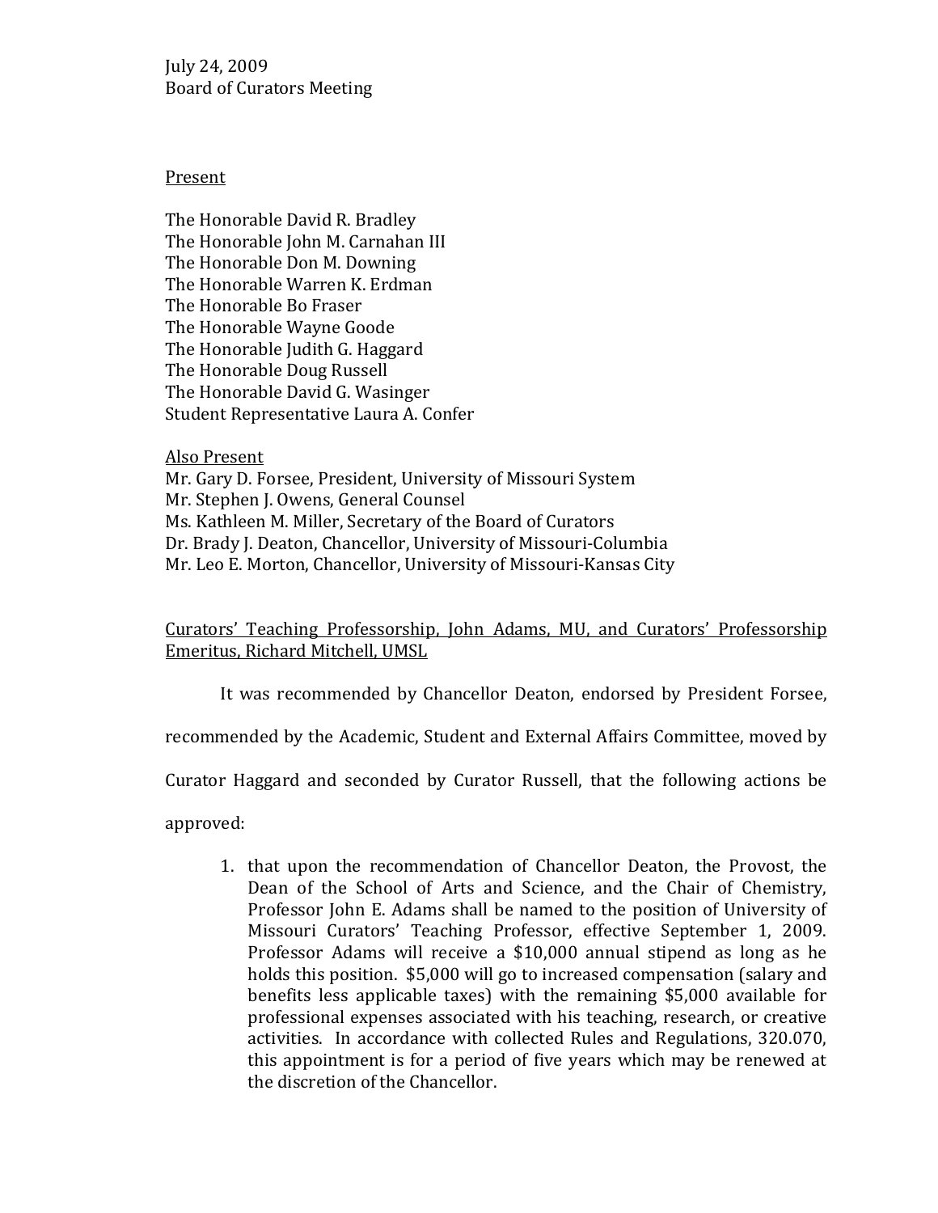July 24, 2009
Board of Curators Meeting

Present

The Honorable David R. Bradley
The Honorable John M. Carnahan III
The Honorable Don M. Downing
The Honorable Warren K. Erdman
The Honorable Bo Fraser
The Honorable Wayne Goode
The Honorable Judith G. Haggard
The Honorable Doug Russell
The Honorable David G. Wasinger
Student Representative Laura A. Confer

Also Present
Mr. Gary D. Forsee, President, University of Missouri System
Mr. Stephen J. Owens, General Counsel
Ms. Kathleen M. Miller, Secretary of the Board of Curators
Dr. Brady J. Deaton, Chancellor, University of Missouri-Columbia
Mr. Leo E. Morton, Chancellor, University of Missouri-Kansas City

Curators' Teaching Professorship, John Adams, MU, and Curators' Professorship Emeritus, Richard Mitchell, UMSL

It was recommended by Chancellor Deaton, endorsed by President Forsee, recommended by the Academic, Student and External Affairs Committee, moved by Curator Haggard and seconded by Curator Russell, that the following actions be approved:

1. that upon the recommendation of Chancellor Deaton, the Provost, the Dean of the School of Arts and Science, and the Chair of Chemistry, Professor John E. Adams shall be named to the position of University of Missouri Curators' Teaching Professor, effective September 1, 2009. Professor Adams will receive a $10,000 annual stipend as long as he holds this position. $5,000 will go to increased compensation (salary and benefits less applicable taxes) with the remaining $5,000 available for professional expenses associated with his teaching, research, or creative activities. In accordance with collected Rules and Regulations, 320.070, this appointment is for a period of five years which may be renewed at the discretion of the Chancellor.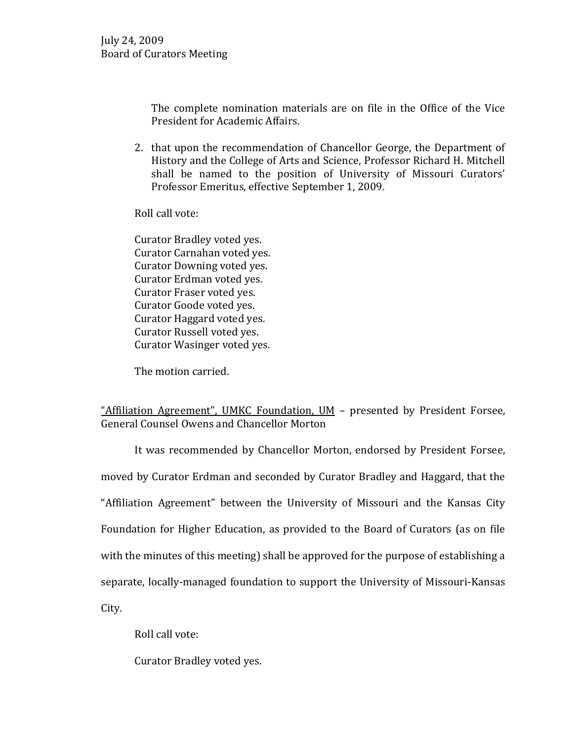The complete nomination materials are on file in the Office of the Vice President for Academic Affairs.

2. that upon the recommendation of Chancellor George, the Department of History and the College of Arts and Science, Professor Richard H. Mitchell shall be named to the position of University of Missouri Curators' Professor Emeritus, effective September 1, 2009.

Roll call vote:

Curator Bradley voted yes.
Curator Carnahan voted yes.
Curator Downing voted yes.
Curator Erdman voted yes.
Curator Fraser voted yes.
Curator Goode voted yes.
Curator Haggard voted yes.
Curator Russell voted yes.
Curator Wasinger voted yes.

The motion carried.

"Affiliation Agreement", UMKC Foundation, UM – presented by President Forsee, General Counsel Owens and Chancellor Morton

It was recommended by Chancellor Morton, endorsed by President Forsee, moved by Curator Erdman and seconded by Curator Bradley and Haggard, that the "Affiliation Agreement" between the University of Missouri and the Kansas City Foundation for Higher Education, as provided to the Board of Curators (as on file with the minutes of this meeting) shall be approved for the purpose of establishing a separate, locally-managed foundation to support the University of Missouri-Kansas City.

Roll call vote:

Curator Bradley voted yes.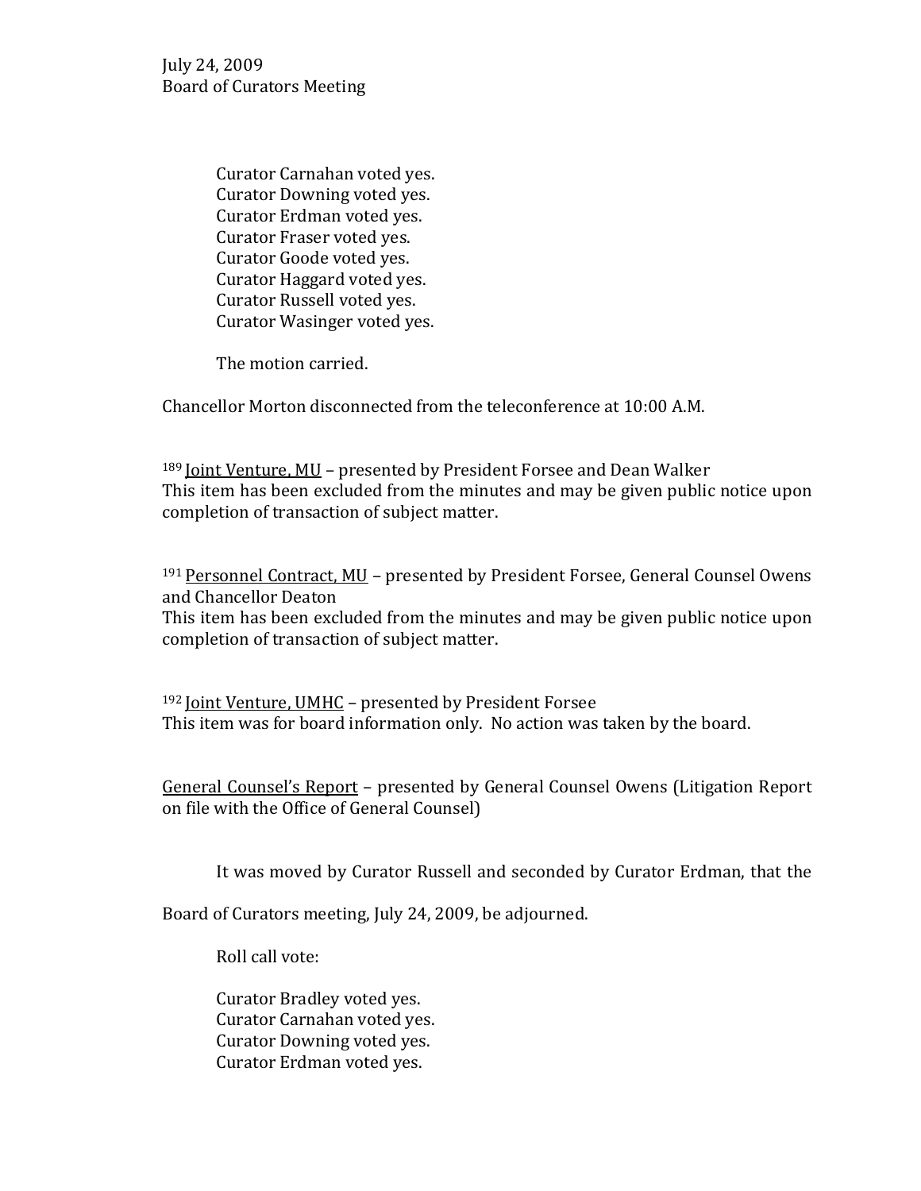Curator Carnahan voted yes.
Curator Downing voted yes.
Curator Erdman voted yes.
Curator Fraser voted yes.
Curator Goode voted yes.
Curator Haggard voted yes.
Curator Russell voted yes.
Curator Wasinger voted yes.

The motion carried.

Chancellor Morton disconnected from the teleconference at 10:00 A.M.

189 Joint Venture, MU – presented by President Forsee and Dean Walker
This item has been excluded from the minutes and may be given public notice upon completion of transaction of subject matter.

191 Personnel Contract, MU – presented by President Forsee, General Counsel Owens and Chancellor Deaton
This item has been excluded from the minutes and may be given public notice upon completion of transaction of subject matter.

192 Joint Venture, UMHC – presented by President Forsee
This item was for board information only. No action was taken by the board.

General Counsel's Report – presented by General Counsel Owens (Litigation Report on file with the Office of General Counsel)

It was moved by Curator Russell and seconded by Curator Erdman, that the Board of Curators meeting, July 24, 2009, be adjourned.

Roll call vote:

Curator Bradley voted yes.
Curator Carnahan voted yes.
Curator Downing voted yes.
Curator Erdman voted yes.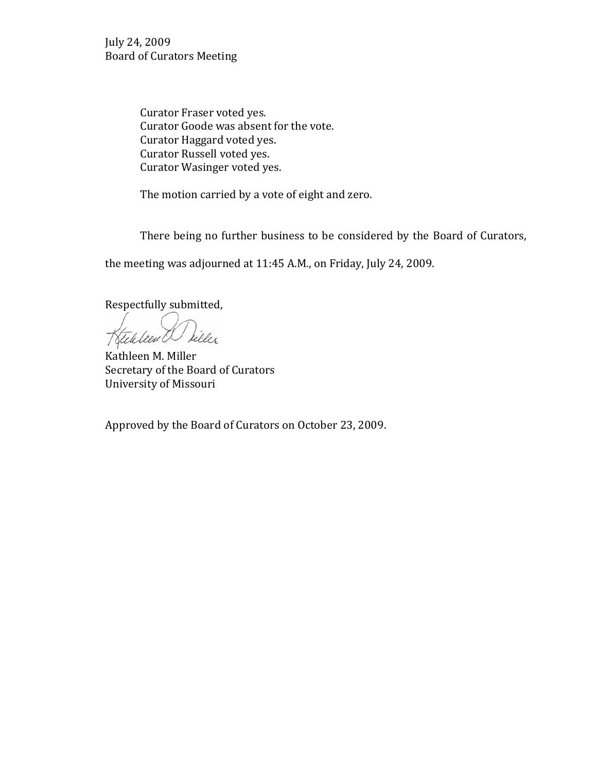Curator Fraser voted yes.
Curator Goode was absent for the vote.
Curator Haggard voted yes.
Curator Russell voted yes.
Curator Wasinger voted yes.

The motion carried by a vote of eight and zero.

There being no further business to be considered by the Board of Curators, the meeting was adjourned at 11:45 A.M., on Friday, July 24, 2009.

Respectfully submitted,

Kathleen M. Miller
Secretary of the Board of Curators
University of Missouri

Approved by the Board of Curators on October 23, 2009.